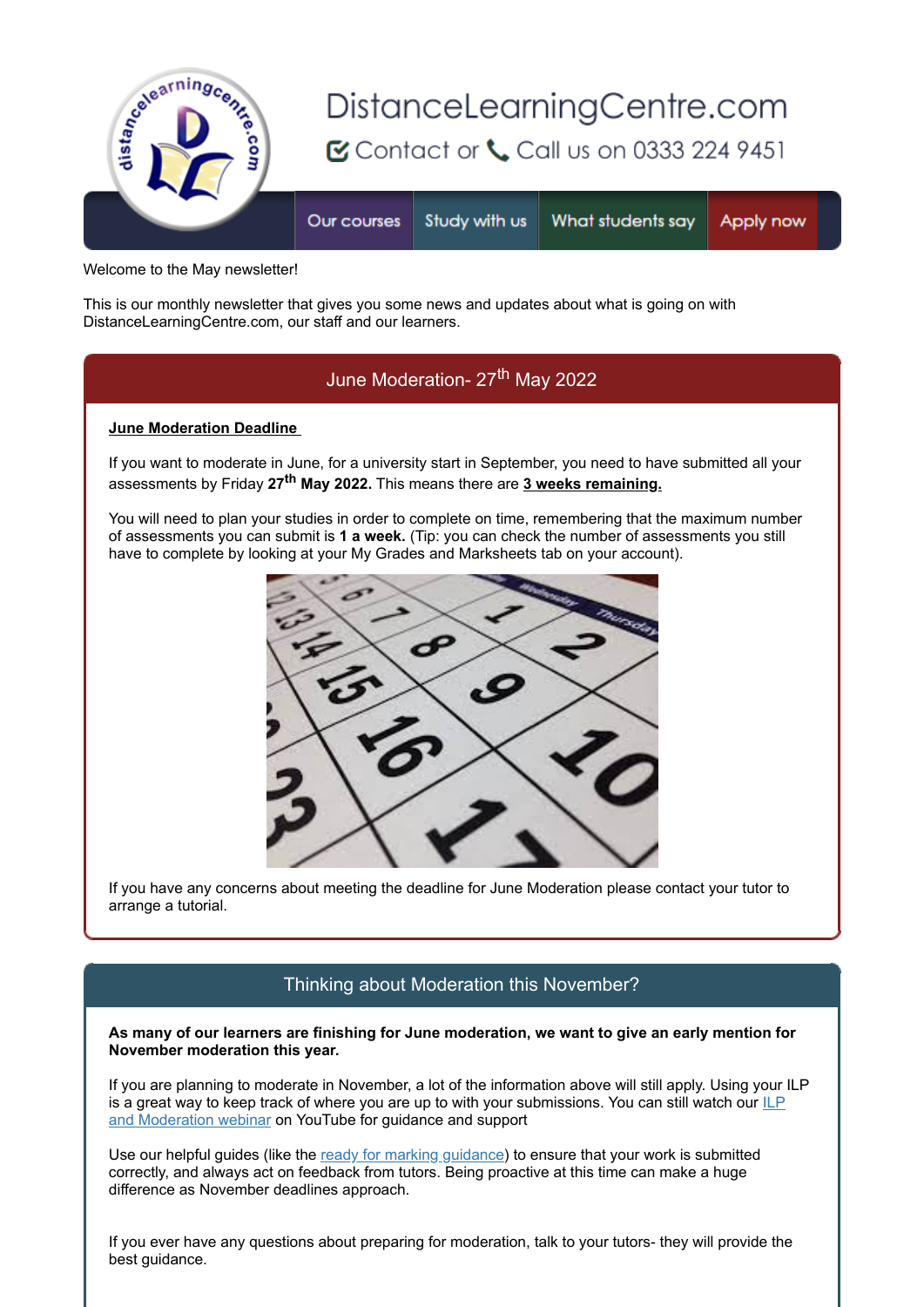# DistanceLearningCentre.com

Contact or Call us on 0333 224 9451

Our courses | Study with us | What students say | Apply now

Welcome to the May newsletter!

This is our monthly newsletter that gives you some news and updates about what is going on with DistanceLearningCentre.com, our staff and our learners.

## June Moderation- 27th May 2022

**June Moderation Deadline**

If you want to moderate in June, for a university start in September, you need to have submitted all your assessments by Friday **27th May 2022.** This means there are **3 weeks remaining.**

You will need to plan your studies in order to complete on time, remembering that the maximum number of assessments you can submit is **1 a week.** (Tip: you can check the number of assessments you still have to complete by looking at your My Grades and Marksheets tab on your account).

If you have any concerns about meeting the deadline for June Moderation please contact your tutor to arrange a tutorial.

## Thinking about Moderation this November?

**As many of our learners are finishing for June moderation, we want to give an early mention for November moderation this year.**

If you are planning to moderate in November, a lot of the information above will still apply. Using your ILP is a great way to keep track of where you are up to with your submissions. You can still watch our ILP and Moderation webinar on YouTube for guidance and support

Use our helpful guides (like the ready for marking guidance) to ensure that your work is submitted correctly, and always act on feedback from tutors. Being proactive at this time can make a huge difference as November deadlines approach.

If you ever have any questions about preparing for moderation, talk to your tutors- they will provide the best guidance.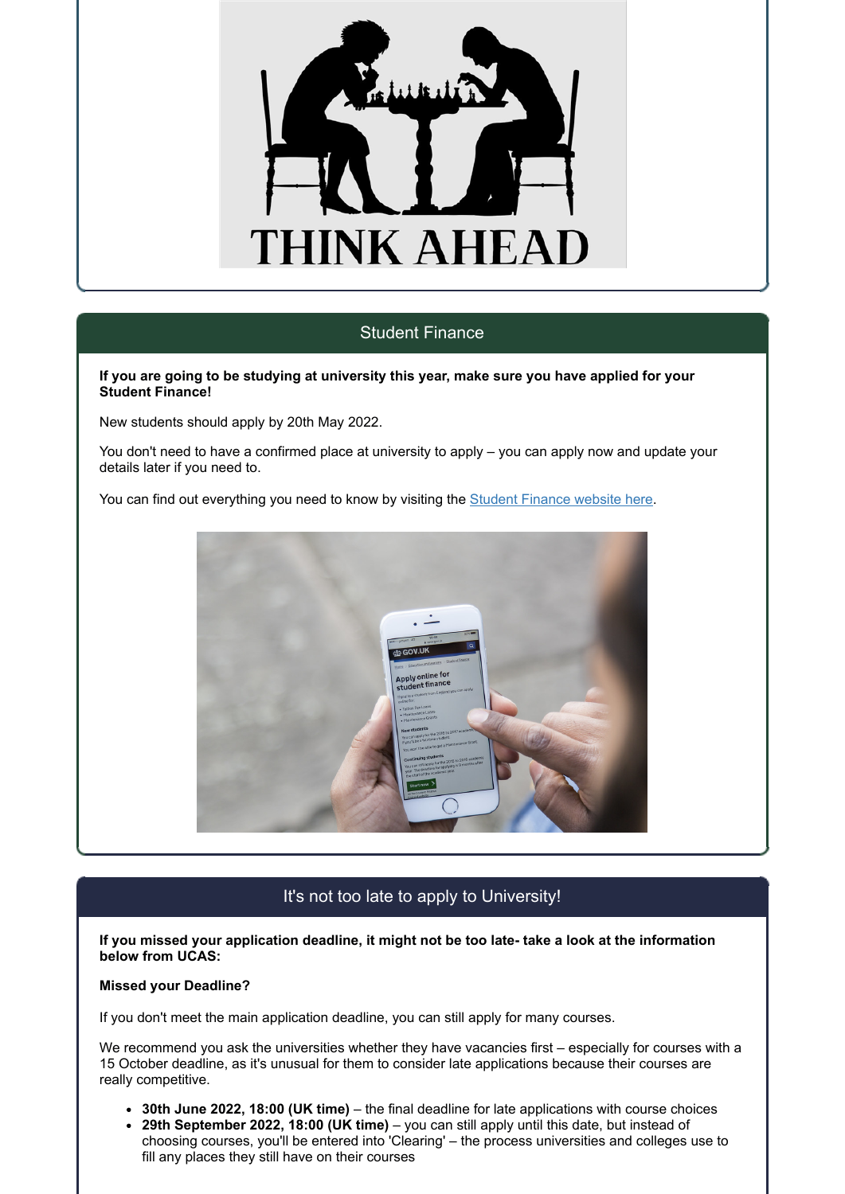THINK AHEAD

## Student Finance

**If you are going to be studying at university this year, make sure you have applied for your Student Finance!**

New students should apply by 20th May 2022.

You don't need to have a confirmed place at university to apply – you can apply now and update your details later if you need to.

You can find out everything you need to know by visiting the Student Finance website here.

## It's not too late to apply to University!

**If you missed your application deadline, it might not be too late- take a look at the information below from UCAS:**

**Missed your Deadline?**

If you don't meet the main application deadline, you can still apply for many courses.

We recommend you ask the universities whether they have vacancies first – especially for courses with a 15 October deadline, as it's unusual for them to consider late applications because their courses are really competitive.

- **30th June 2022, 18:00 (UK time)** – the final deadline for late applications with course choices
- **29th September 2022, 18:00 (UK time)** – you can still apply until this date, but instead of choosing courses, you'll be entered into 'Clearing' – the process universities and colleges use to fill any places they still have on their courses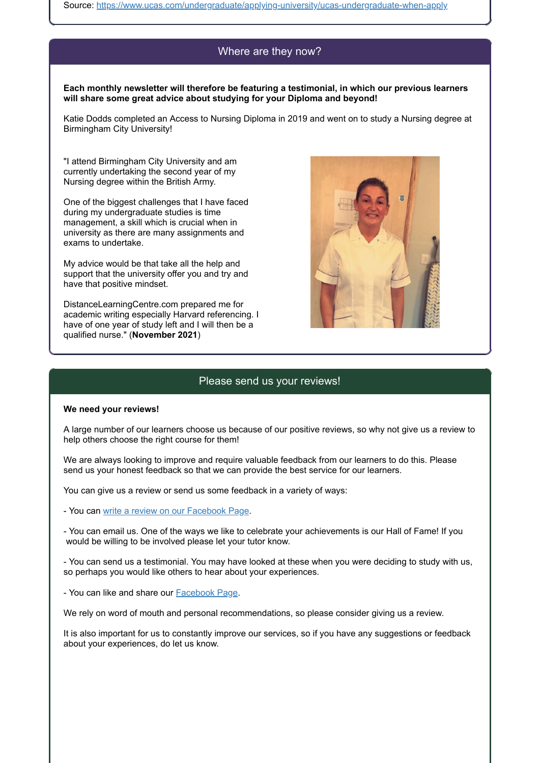Source: [https://www.ucas.com/undergraduate/applying-university/ucas-undergraduate-when-apply](https://www.ucas.com/undergraduate/applying-university/ucas-undergraduate-when-apply)

## Where are they now?

**Each monthly newsletter will therefore be featuring a testimonial, in which our previous learners will share some great advice about studying for your Diploma and beyond!**

Katie Dodds completed an Access to Nursing Diploma in 2019 and went on to study a Nursing degree at Birmingham City University!

"I attend Birmingham City University and am currently undertaking the second year of my Nursing degree within the British Army.

One of the biggest challenges that I have faced during my undergraduate studies is time management, a skill which is crucial when in university as there are many assignments and exams to undertake.

My advice would be that take all the help and support that the university offer you and try and have that positive mindset.

DistanceLearningCentre.com prepared me for academic writing especially Harvard referencing. I have of one year of study left and I will then be a qualified nurse." (**November 2021**)

## Please send us your reviews!

**We need your reviews!**

A large number of our learners choose us because of our positive reviews, so why not give us a review to help others choose the right course for them!

We are always looking to improve and require valuable feedback from our learners to do this. Please send us your honest feedback so that we can provide the best service for our learners.

You can give us a review or send us some feedback in a variety of ways:

- You can write a review on our Facebook Page.

- You can email us. One of the ways we like to celebrate your achievements is our Hall of Fame! If you would be willing to be involved please let your tutor know.

- You can send us a testimonial. You may have looked at these when you were deciding to study with us, so perhaps you would like others to hear about your experiences.

- You can like and share our Facebook Page.

We rely on word of mouth and personal recommendations, so please consider giving us a review.

It is also important for us to constantly improve our services, so if you have any suggestions or feedback about your experiences, do let us know.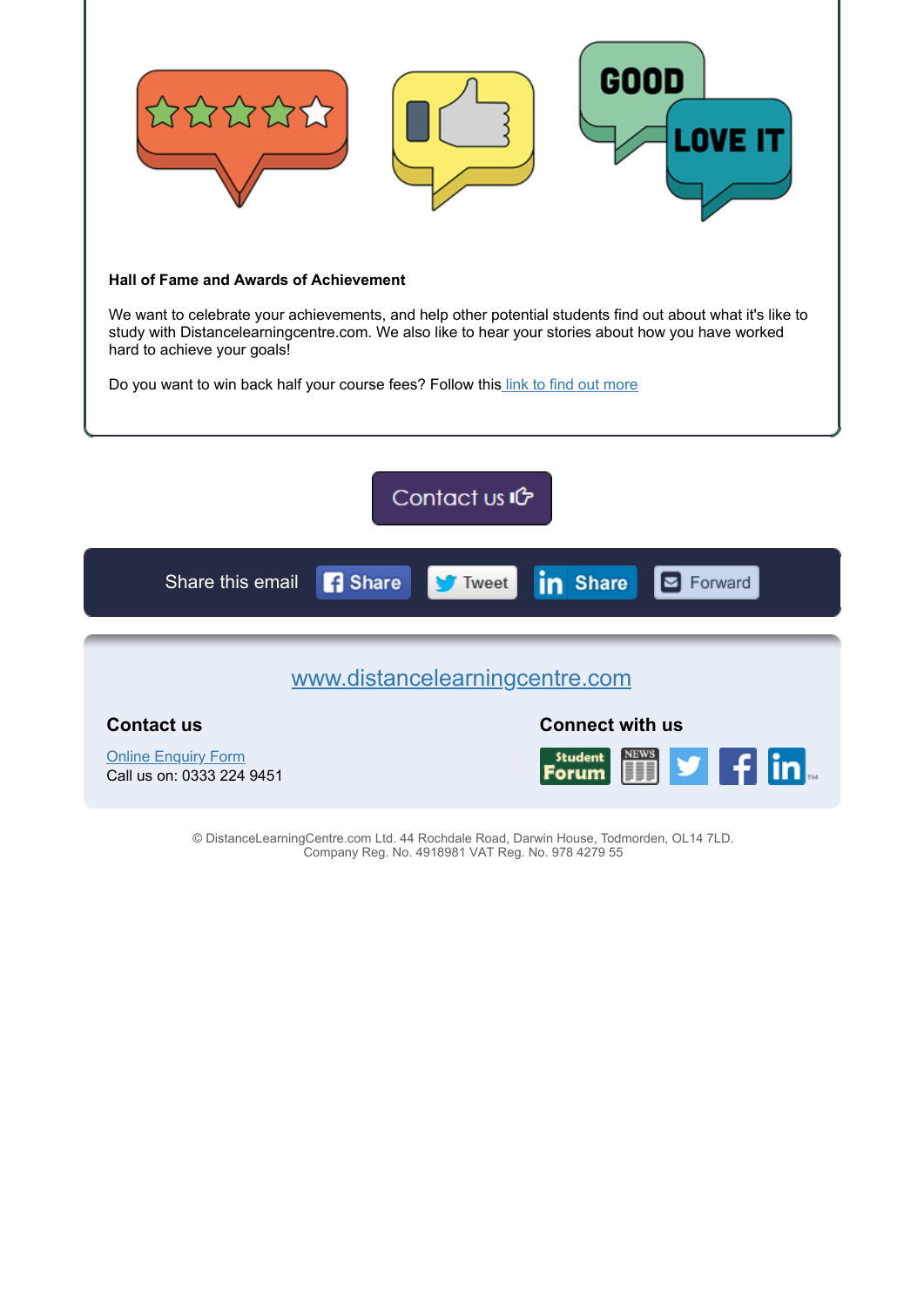**Hall of Fame and Awards of Achievement**

We want to celebrate your achievements, and help other potential students find out about what it's like to study with Distancelearningcentre.com. We also like to hear your stories about how you have worked hard to achieve your goals!

Do you want to win back half your course fees? Follow this link to find out more

Contact us

Share this email Share Tweet Share Forward

www.distancelearningcentre.com

**Contact us**

Online Enquiry Form
Call us on: 0333 224 9451

**Connect with us**

© DistanceLearningCentre.com Ltd. 44 Rochdale Road, Darwin House, Todmorden, OL14 7LD.
Company Reg. No. 4918981 VAT Reg. No. 978 4279 55